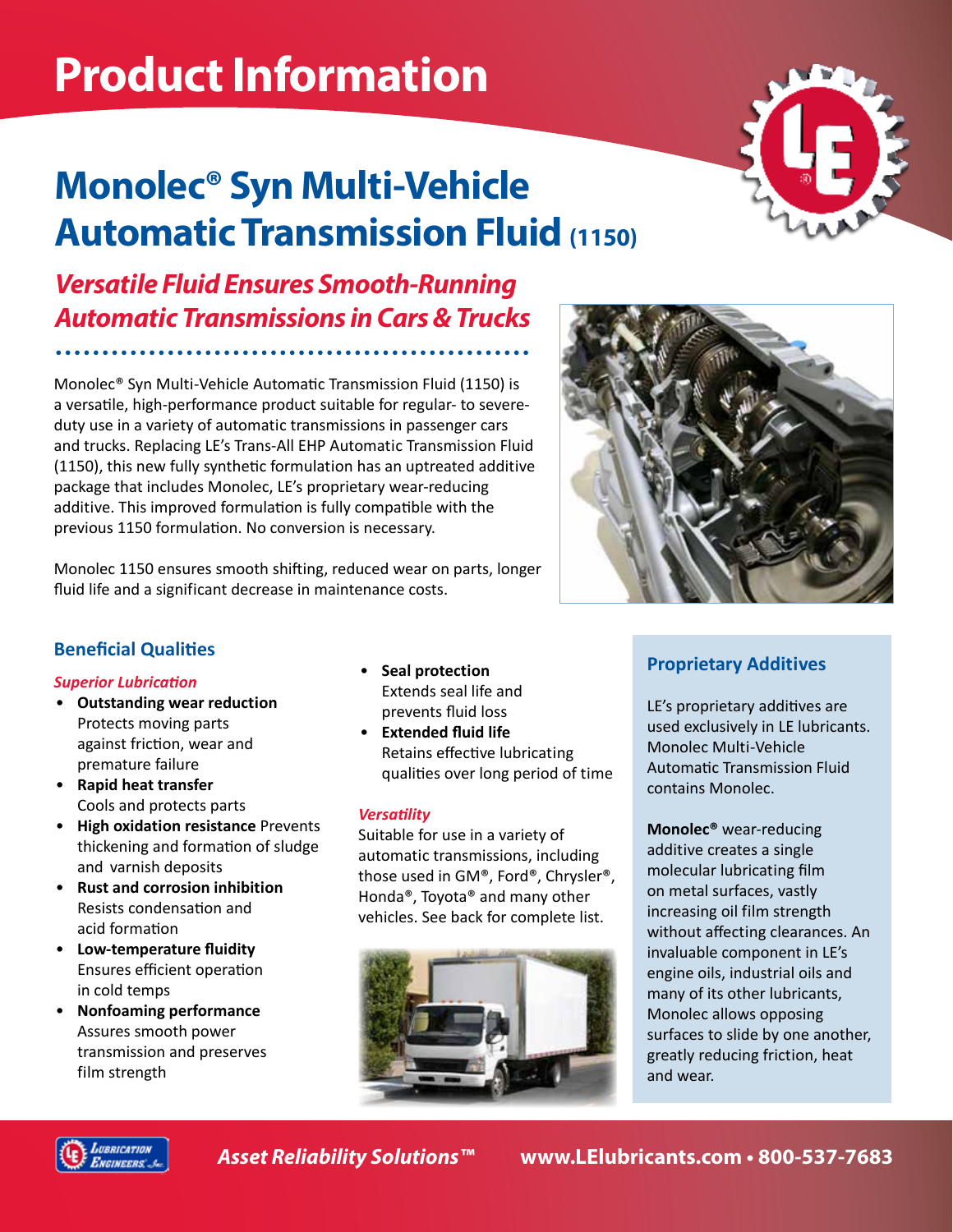# Product Information

# Monolec® Syn Multi-Vehicle Automatic Transmission Fluid (1150)

## *Versatile Fluid Ensures Smooth-Running Automatic Transmissions in Cars & Trucks*

Monolec® Syn Multi-Vehicle Automatic Transmission Fluid (1150) is a versatile, high-performance product suitable for regular- to severe-duty use in a variety of automatic transmissions in passenger cars and trucks. Replacing LE's Trans-All EHP Automatic Transmission Fluid (1150), this new fully synthetic formulation has an uptreated additive package that includes Monolec, LE's proprietary wear-reducing additive. This improved formulation is fully compatible with the previous 1150 formulation. No conversion is necessary.

Monolec 1150 ensures smooth shifting, reduced wear on parts, longer fluid life and a significant decrease in maintenance costs.

### Beneficial Qualities

*Superior Lubrication*

- **Outstanding wear reduction** Protects moving parts against friction, wear and premature failure
- **Rapid heat transfer** Cools and protects parts
- **High oxidation resistance** Prevents thickening and formation of sludge and varnish deposits
- **Rust and corrosion inhibition** Resists condensation and acid formation
- **Low-temperature fluidity** Ensures efficient operation in cold temps
- **Nonfoaming performance** Assures smooth power transmission and preserves film strength
- **Seal protection** Extends seal life and prevents fluid loss
- **Extended fluid life** Retains effective lubricating qualities over long period of time

*Versatility*

Suitable for use in a variety of automatic transmissions, including those used in GM®, Ford®, Chrysler®, Honda®, Toyota® and many other vehicles. See back for complete list.

### Proprietary Additives

LE's proprietary additives are used exclusively in LE lubricants. Monolec Multi-Vehicle Automatic Transmission Fluid contains Monolec.

**Monolec®** wear-reducing additive creates a single molecular lubricating film on metal surfaces, vastly increasing oil film strength without affecting clearances. An invaluable component in LE's engine oils, industrial oils and many of its other lubricants, Monolec allows opposing surfaces to slide by one another, greatly reducing friction, heat and wear.

*Asset Reliability Solutions™* **www.LElubricants.com • 800-537-7683**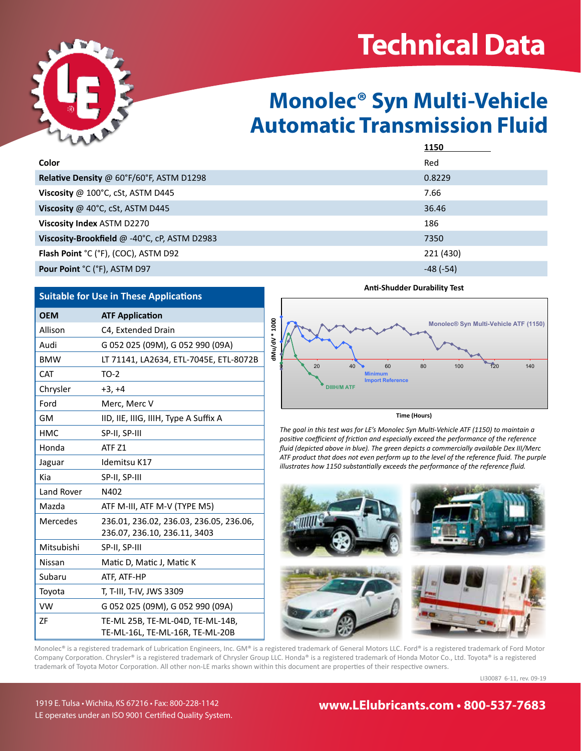# Technical Data

## Monolec® Syn Multi-Vehicle Automatic Transmission Fluid

| | 1150 |
|---|---|
| **Color** | Red |
| **Relative Density** @ 60°F/60°F, ASTM D1298 | 0.8229 |
| **Viscosity** @ 100°C, cSt, ASTM D445 | 7.66 |
| **Viscosity** @ 40°C, cSt, ASTM D445 | 36.46 |
| **Viscosity Index** ASTM D2270 | 186 |
| **Viscosity-Brookfield** @ -40°C, cP, ASTM D2983 | 7350 |
| **Flash Point** °C (°F), (COC), ASTM D92 | 221 (430) |
| **Pour Point** °C (°F), ASTM D97 | -48 (-54) |

### Suitable for Use in These Applications

| OEM | ATF Application |
|---|---|
| Allison | C4, Extended Drain |
| Audi | G 052 025 (09M), G 052 990 (09A) |
| BMW | LT 71141, LA2634, ETL-7045E, ETL-8072B |
| CAT | TO-2 |
| Chrysler | +3, +4 |
| Ford | Merc, Merc V |
| GM | IID, IIE, IIIG, IIIH, Type A Suffix A |
| HMC | SP-II, SP-III |
| Honda | ATF Z1 |
| Jaguar | Idemitsu K17 |
| Kia | SP-II, SP-III |
| Land Rover | N402 |
| Mazda | ATF M-III, ATF M-V (TYPE M5) |
| Mercedes | 236.01, 236.02, 236.03, 236.05, 236.06, 236.07, 236.10, 236.11, 3403 |
| Mitsubishi | SP-II, SP-III |
| Nissan | Matic D, Matic J, Matic K |
| Subaru | ATF, ATF-HP |
| Toyota | T, T-III, T-IV, JWS 3309 |
| VW | G 052 025 (09M), G 052 990 (09A) |
| ZF | TE-ML 25B, TE-ML-04D, TE-ML-14B, TE-ML-16L, TE-ML-16R, TE-ML-20B |

**Anti-Shudder Durability Test**

dMu/dV * 1000

Monolec® Syn Multi-Vehicle ATF (1150)

Minimum Import Reference

DIIIH/M ATF

0 20 40 60 80 100 120 140

Time (Hours)

*The goal in this test was for LE's Monolec Syn Multi-Vehicle ATF (1150) to maintain a positive coefficient of friction and especially exceed the performance of the reference fluid (depicted above in blue). The green depicts a commercially available Dex III/Merc ATF product that does not even perform up to the level of the reference fluid. The purple illustrates how 1150 substantially exceeds the performance of the reference fluid.*

Monolec® is a registered trademark of Lubrication Engineers, Inc. GM® is a registered trademark of General Motors LLC. Ford® is a registered trademark of Ford Motor Company Corporation. Chrysler® is a registered trademark of Chrysler Group LLC. Honda® is a registered trademark of Honda Motor Co., Ltd. Toyota® is a registered trademark of Toyota Motor Corporation. All other non-LE marks shown within this document are properties of their respective owners.

LI30087 6-11, rev. 09-19

1919 E. Tulsa • Wichita, KS 67216 • Fax: 800-228-1142
LE operates under an ISO 9001 Certified Quality System.

**www.LElubricants.com • 800-537-7683**